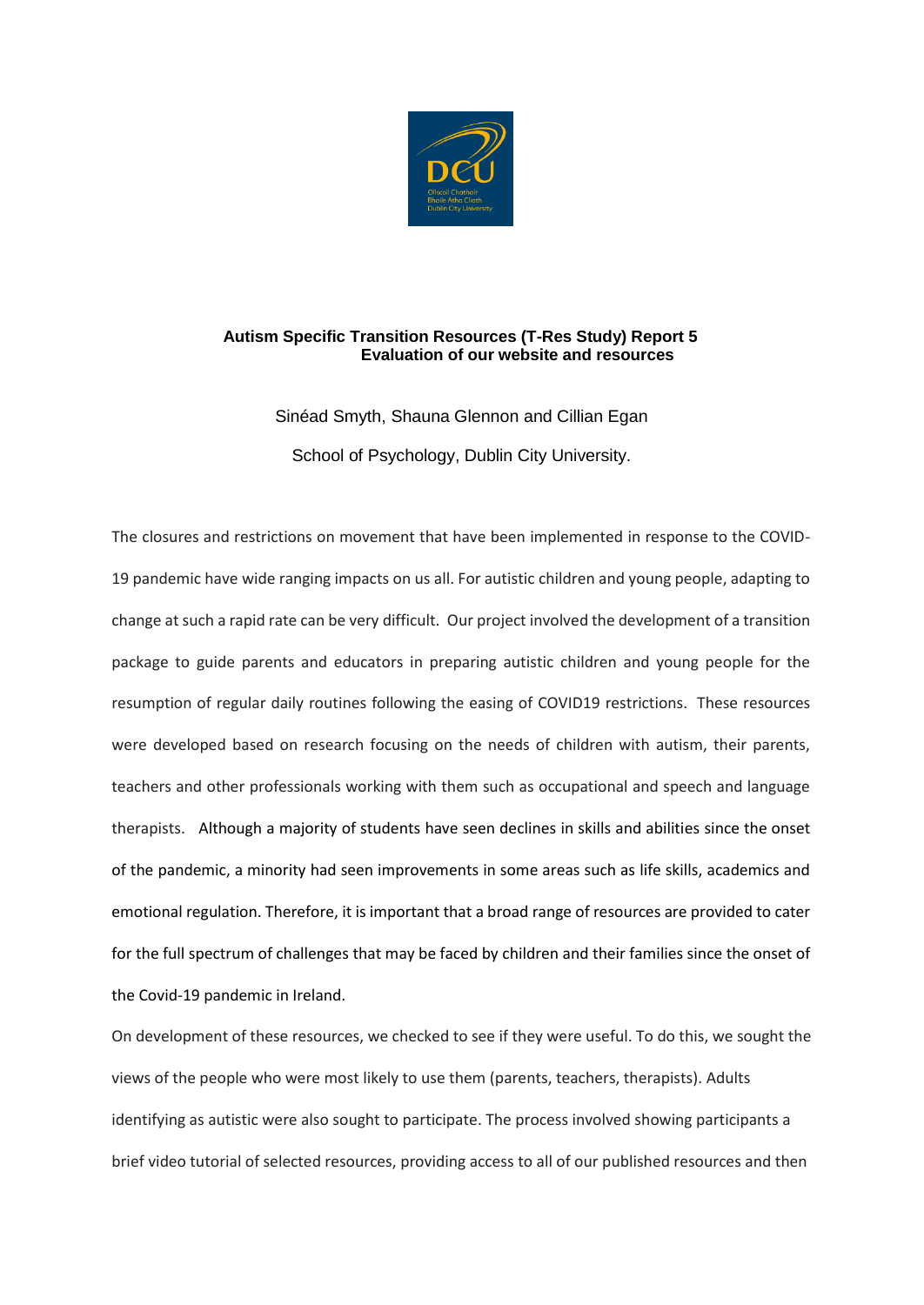# Autism Specific Transition Resources (T-Res Study) Report 5
## Evaluation of our website and resources

Sinéad Smyth, Shauna Glennon and Cillian Egan

School of Psychology, Dublin City University.

The closures and restrictions on movement that have been implemented in response to the COVID-19 pandemic have wide ranging impacts on us all. For autistic children and young people, adapting to change at such a rapid rate can be very difficult. Our project involved the development of a transition package to guide parents and educators in preparing autistic children and young people for the resumption of regular daily routines following the easing of COVID19 restrictions. These resources were developed based on research focusing on the needs of children with autism, their parents, teachers and other professionals working with them such as occupational and speech and language therapists. Although a majority of students have seen declines in skills and abilities since the onset of the pandemic, a minority had seen improvements in some areas such as life skills, academics and emotional regulation. Therefore, it is important that a broad range of resources are provided to cater for the full spectrum of challenges that may be faced by children and their families since the onset of the Covid-19 pandemic in Ireland.

On development of these resources, we checked to see if they were useful. To do this, we sought the views of the people who were most likely to use them (parents, teachers, therapists). Adults identifying as autistic were also sought to participate. The process involved showing participants a brief video tutorial of selected resources, providing access to all of our published resources and then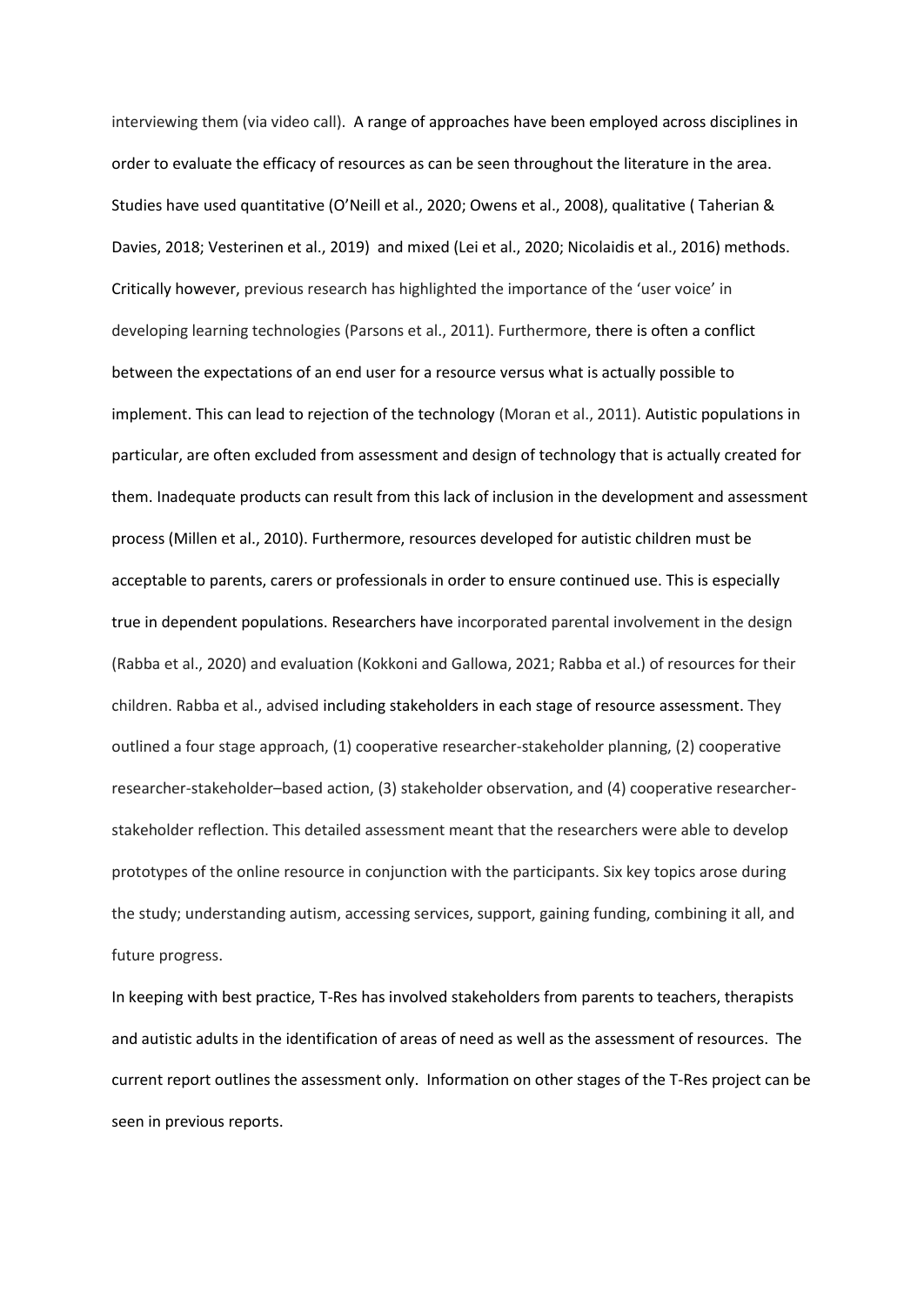interviewing them (via video call). A range of approaches have been employed across disciplines in order to evaluate the efficacy of resources as can be seen throughout the literature in the area. Studies have used quantitative (O'Neill et al., 2020; Owens et al., 2008), qualitative ( Taherian & Davies, 2018; Vesterinen et al., 2019) and mixed (Lei et al., 2020; Nicolaidis et al., 2016) methods. Critically however, previous research has highlighted the importance of the 'user voice' in developing learning technologies (Parsons et al., 2011). Furthermore, there is often a conflict between the expectations of an end user for a resource versus what is actually possible to implement. This can lead to rejection of the technology (Moran et al., 2011). Autistic populations in particular, are often excluded from assessment and design of technology that is actually created for them. Inadequate products can result from this lack of inclusion in the development and assessment process (Millen et al., 2010). Furthermore, resources developed for autistic children must be acceptable to parents, carers or professionals in order to ensure continued use. This is especially true in dependent populations. Researchers have incorporated parental involvement in the design (Rabba et al., 2020) and evaluation (Kokkoni and Gallowa, 2021; Rabba et al.) of resources for their children. Rabba et al., advised including stakeholders in each stage of resource assessment. They outlined a four stage approach, (1) cooperative researcher-stakeholder planning, (2) cooperative researcher-stakeholder–based action, (3) stakeholder observation, and (4) cooperative researcher-stakeholder reflection. This detailed assessment meant that the researchers were able to develop prototypes of the online resource in conjunction with the participants. Six key topics arose during the study; understanding autism, accessing services, support, gaining funding, combining it all, and future progress.

In keeping with best practice, T-Res has involved stakeholders from parents to teachers, therapists and autistic adults in the identification of areas of need as well as the assessment of resources. The current report outlines the assessment only. Information on other stages of the T-Res project can be seen in previous reports.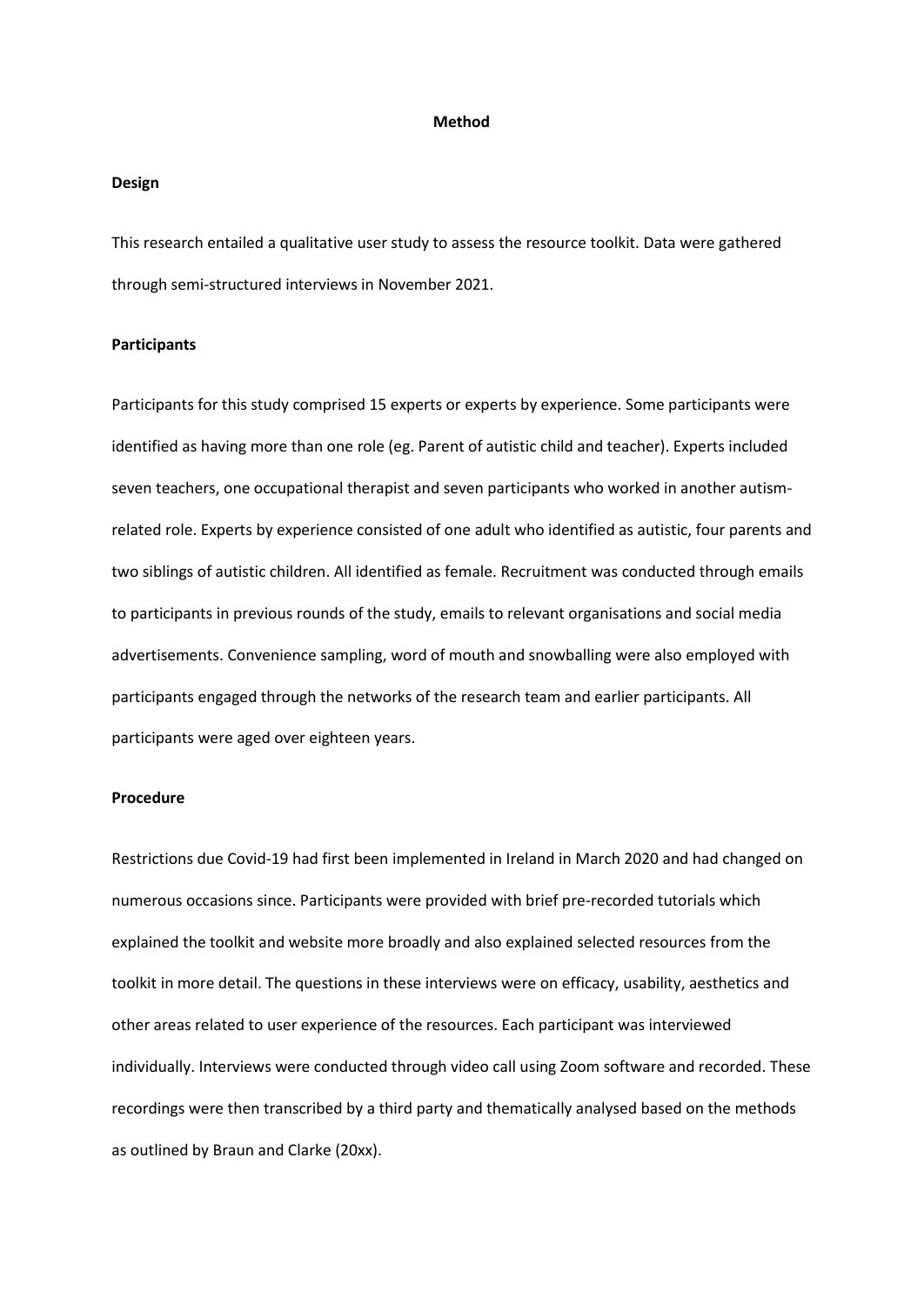# Method

## Design

This research entailed a qualitative user study to assess the resource toolkit. Data were gathered through semi-structured interviews in November 2021.

## Participants

Participants for this study comprised 15 experts or experts by experience. Some participants were identified as having more than one role (eg. Parent of autistic child and teacher). Experts included seven teachers, one occupational therapist and seven participants who worked in another autism-related role. Experts by experience consisted of one adult who identified as autistic, four parents and two siblings of autistic children. All identified as female. Recruitment was conducted through emails to participants in previous rounds of the study, emails to relevant organisations and social media advertisements. Convenience sampling, word of mouth and snowballing were also employed with participants engaged through the networks of the research team and earlier participants. All participants were aged over eighteen years.

## Procedure

Restrictions due Covid-19 had first been implemented in Ireland in March 2020 and had changed on numerous occasions since. Participants were provided with brief pre-recorded tutorials which explained the toolkit and website more broadly and also explained selected resources from the toolkit in more detail. The questions in these interviews were on efficacy, usability, aesthetics and other areas related to user experience of the resources. Each participant was interviewed individually. Interviews were conducted through video call using Zoom software and recorded. These recordings were then transcribed by a third party and thematically analysed based on the methods as outlined by Braun and Clarke (20xx).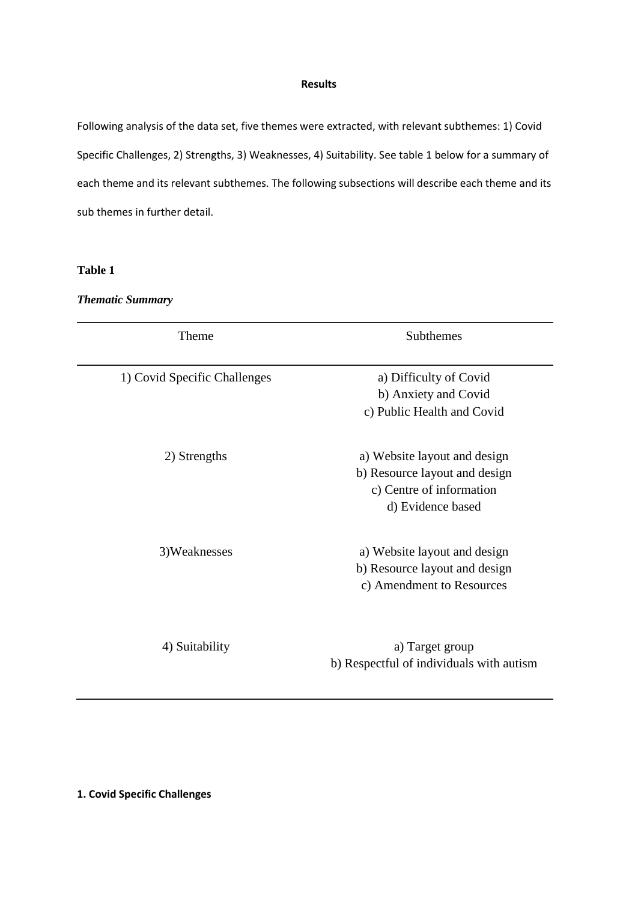**Results**

Following analysis of the data set, five themes were extracted, with relevant subthemes: 1) Covid Specific Challenges, 2) Strengths, 3) Weaknesses, 4) Suitability. See table 1 below for a summary of each theme and its relevant subthemes. The following subsections will describe each theme and its sub themes in further detail.

**Table 1**

***Thematic Summary***

| Theme | Subthemes |
|---|---|
| 1) Covid Specific Challenges | a) Difficulty of Covid<br>b) Anxiety and Covid<br>c) Public Health and Covid |
| 2) Strengths | a) Website layout and design<br>b) Resource layout and design<br>c) Centre of information<br>d) Evidence based |
| 3)Weaknesses | a) Website layout and design<br>b) Resource layout and design<br>c) Amendment to Resources |
| 4) Suitability | a) Target group<br>b) Respectful of individuals with autism |

**1. Covid Specific Challenges**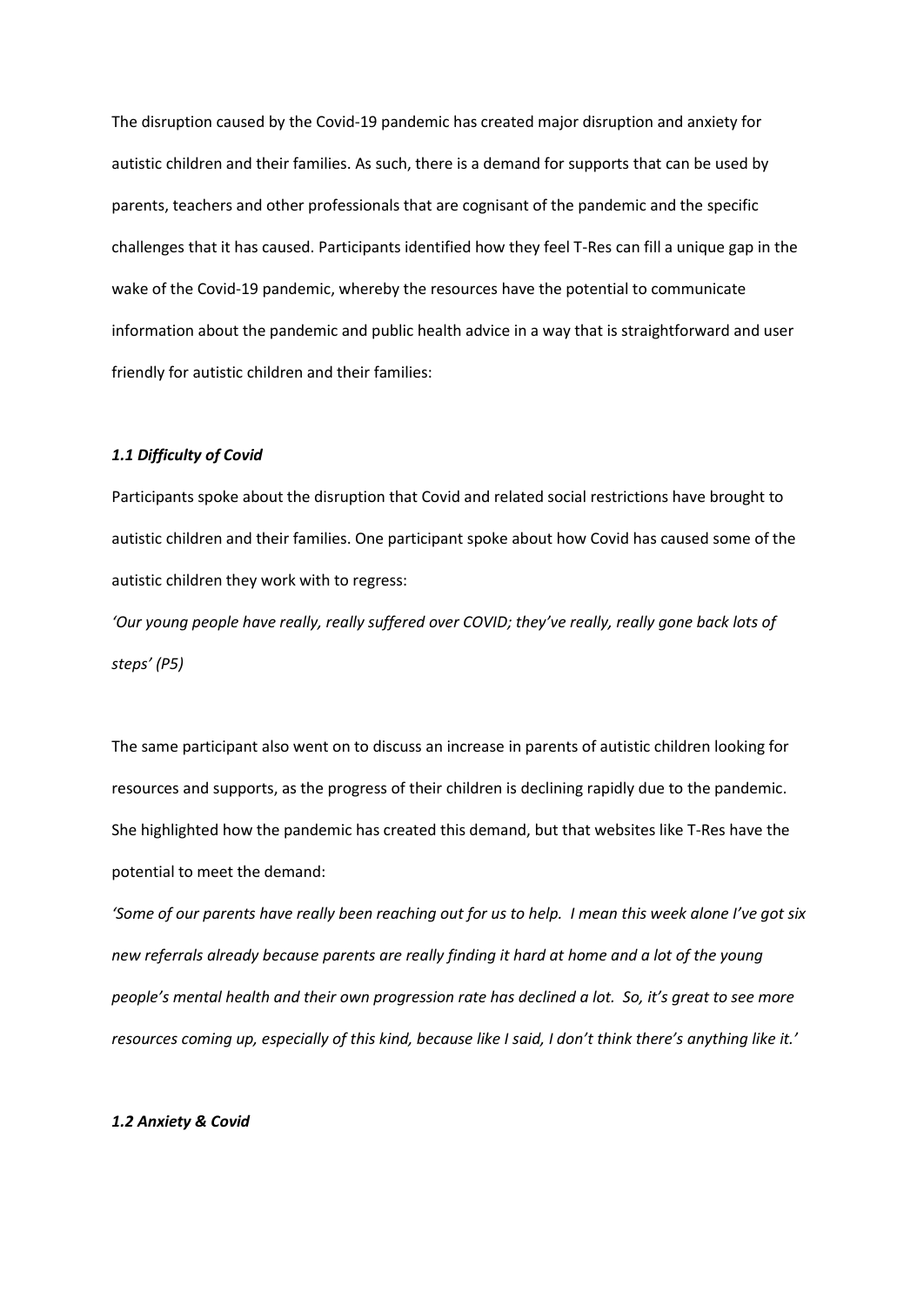The disruption caused by the Covid-19 pandemic has created major disruption and anxiety for autistic children and their families. As such, there is a demand for supports that can be used by parents, teachers and other professionals that are cognisant of the pandemic and the specific challenges that it has caused. Participants identified how they feel T-Res can fill a unique gap in the wake of the Covid-19 pandemic, whereby the resources have the potential to communicate information about the pandemic and public health advice in a way that is straightforward and user friendly for autistic children and their families:

### *1.1 Difficulty of Covid*

Participants spoke about the disruption that Covid and related social restrictions have brought to autistic children and their families. One participant spoke about how Covid has caused some of the autistic children they work with to regress:

*'Our young people have really, really suffered over COVID; they've really, really gone back lots of steps' (P5)*

The same participant also went on to discuss an increase in parents of autistic children looking for resources and supports, as the progress of their children is declining rapidly due to the pandemic. She highlighted how the pandemic has created this demand, but that websites like T-Res have the potential to meet the demand:

*'Some of our parents have really been reaching out for us to help. I mean this week alone I've got six new referrals already because parents are really finding it hard at home and a lot of the young people's mental health and their own progression rate has declined a lot. So, it's great to see more resources coming up, especially of this kind, because like I said, I don't think there's anything like it.'*

### *1.2 Anxiety & Covid*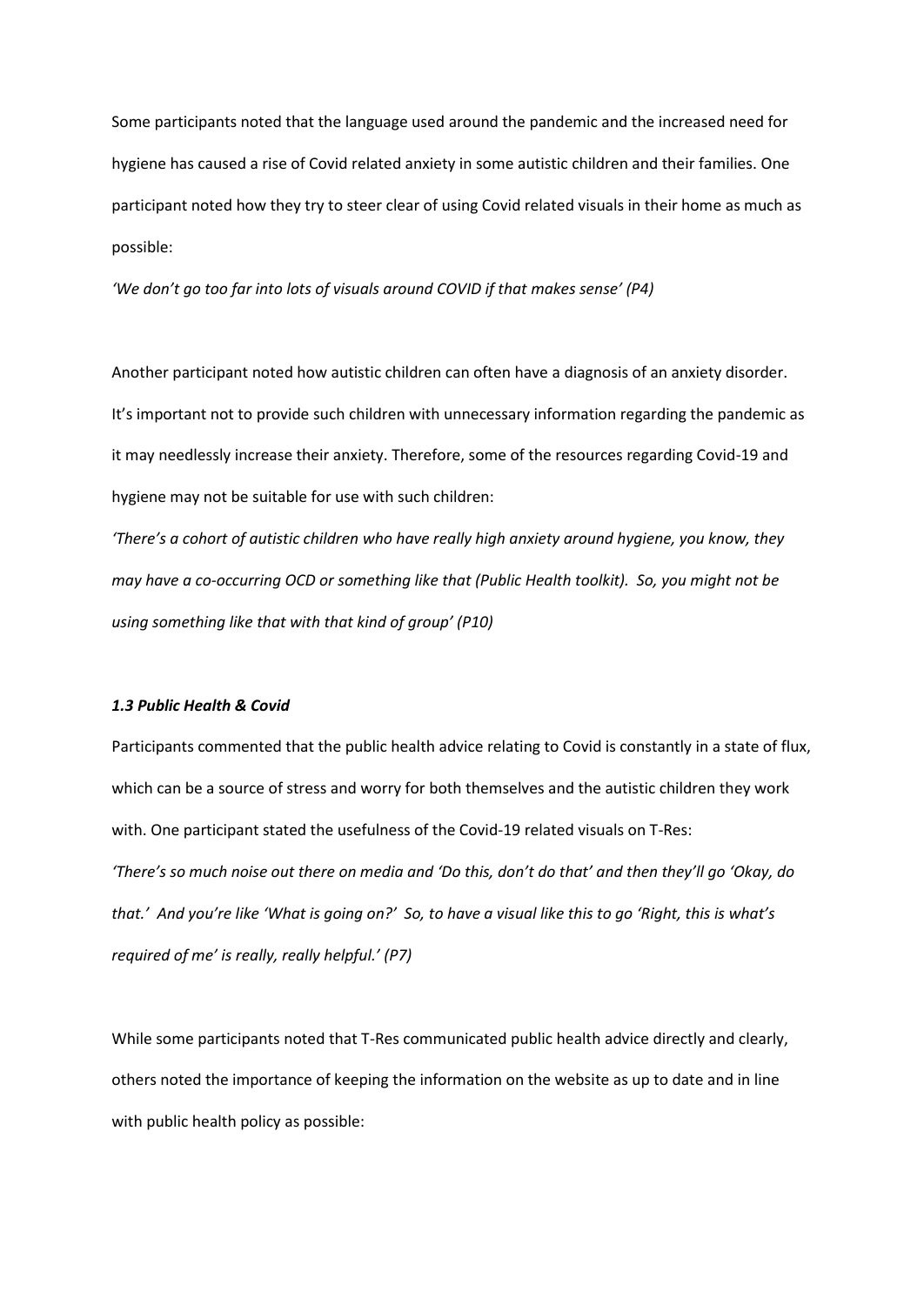Some participants noted that the language used around the pandemic and the increased need for hygiene has caused a rise of Covid related anxiety in some autistic children and their families. One participant noted how they try to steer clear of using Covid related visuals in their home as much as possible:

*'We don't go too far into lots of visuals around COVID if that makes sense' (P4)*

Another participant noted how autistic children can often have a diagnosis of an anxiety disorder. It's important not to provide such children with unnecessary information regarding the pandemic as it may needlessly increase their anxiety. Therefore, some of the resources regarding Covid-19 and hygiene may not be suitable for use with such children:

*'There's a cohort of autistic children who have really high anxiety around hygiene, you know, they may have a co-occurring OCD or something like that (Public Health toolkit). So, you might not be using something like that with that kind of group' (P10)*

### *1.3 Public Health & Covid*

Participants commented that the public health advice relating to Covid is constantly in a state of flux, which can be a source of stress and worry for both themselves and the autistic children they work with. One participant stated the usefulness of the Covid-19 related visuals on T-Res:

*'There's so much noise out there on media and 'Do this, don't do that' and then they'll go 'Okay, do that.' And you're like 'What is going on?' So, to have a visual like this to go 'Right, this is what's required of me' is really, really helpful.' (P7)*

While some participants noted that T-Res communicated public health advice directly and clearly, others noted the importance of keeping the information on the website as up to date and in line with public health policy as possible: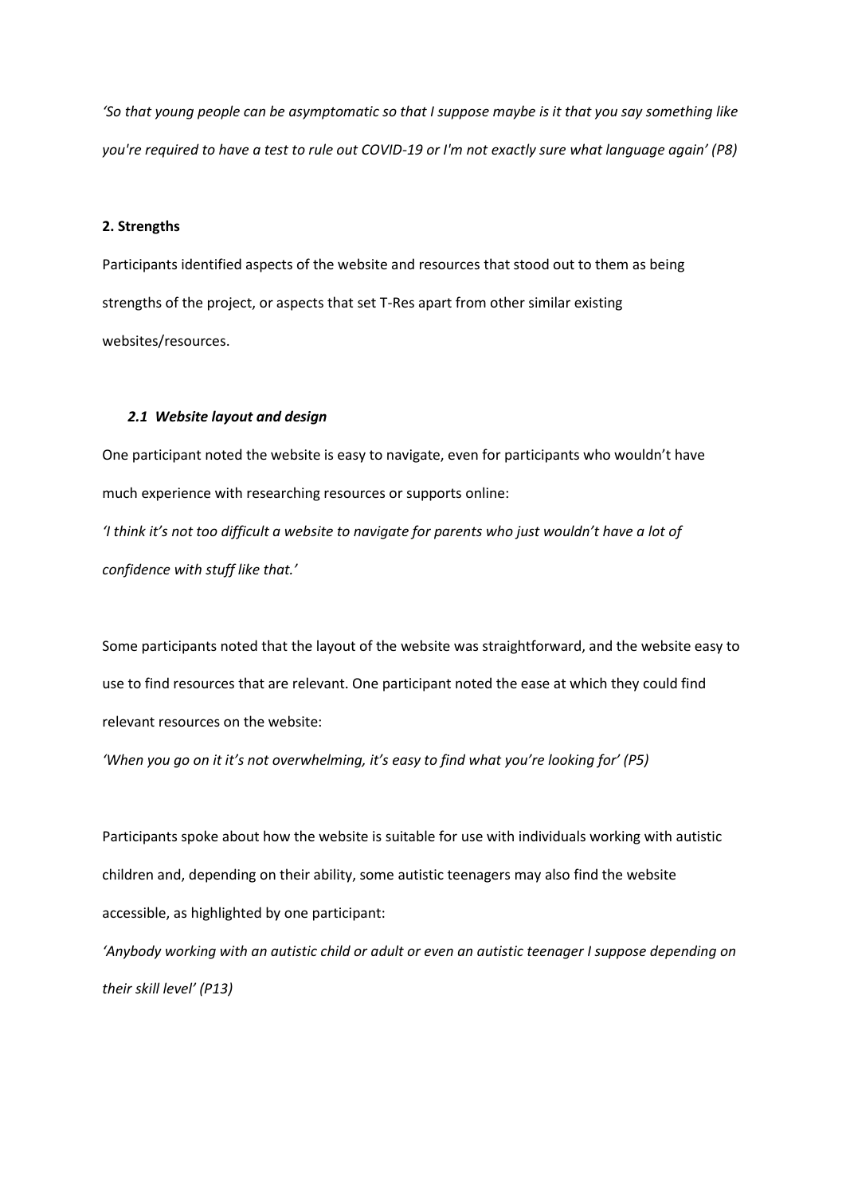*'So that young people can be asymptomatic so that I suppose maybe is it that you say something like you're required to have a test to rule out COVID-19 or I'm not exactly sure what language again' (P8)*

**2. Strengths**

Participants identified aspects of the website and resources that stood out to them as being strengths of the project, or aspects that set T-Res apart from other similar existing websites/resources.

***2.1 Website layout and design***

One participant noted the website is easy to navigate, even for participants who wouldn't have much experience with researching resources or supports online:

*'I think it's not too difficult a website to navigate for parents who just wouldn't have a lot of confidence with stuff like that.'*

Some participants noted that the layout of the website was straightforward, and the website easy to use to find resources that are relevant. One participant noted the ease at which they could find relevant resources on the website:

*'When you go on it it's not overwhelming, it's easy to find what you're looking for' (P5)*

Participants spoke about how the website is suitable for use with individuals working with autistic children and, depending on their ability, some autistic teenagers may also find the website accessible, as highlighted by one participant:

*'Anybody working with an autistic child or adult or even an autistic teenager I suppose depending on their skill level' (P13)*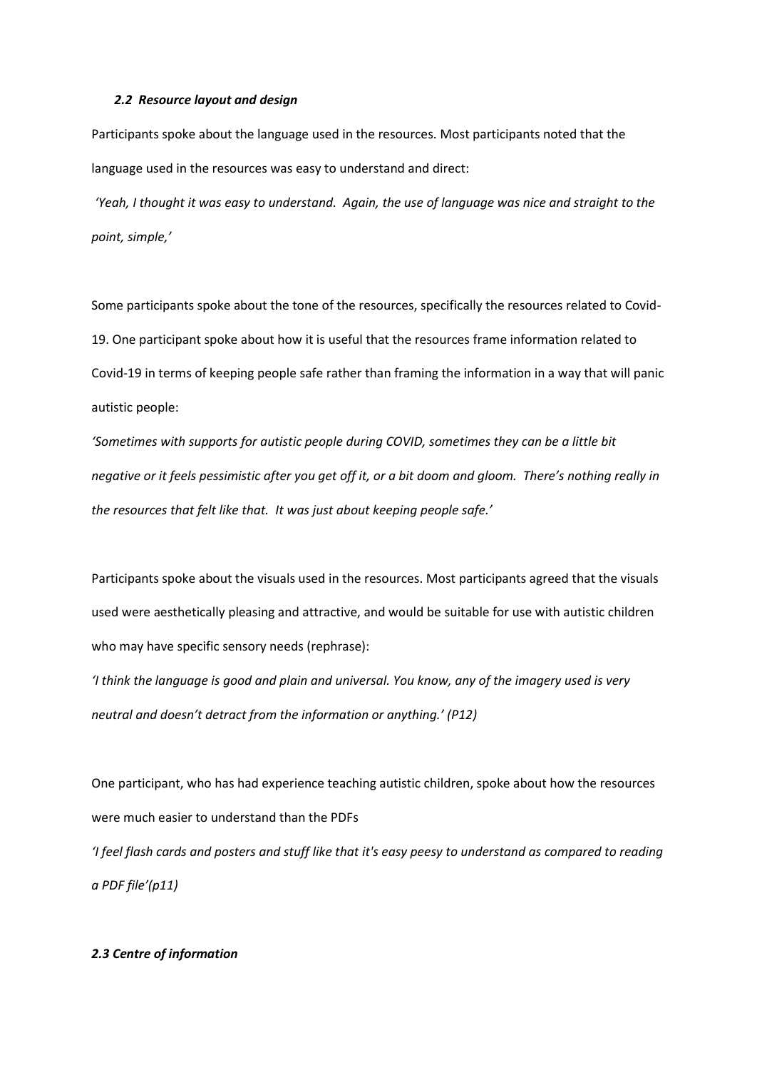### *2.2 Resource layout and design*

Participants spoke about the language used in the resources. Most participants noted that the language used in the resources was easy to understand and direct:

*'Yeah, I thought it was easy to understand. Again, the use of language was nice and straight to the point, simple,'*

Some participants spoke about the tone of the resources, specifically the resources related to Covid-19. One participant spoke about how it is useful that the resources frame information related to Covid-19 in terms of keeping people safe rather than framing the information in a way that will panic autistic people:

*'Sometimes with supports for autistic people during COVID, sometimes they can be a little bit negative or it feels pessimistic after you get off it, or a bit doom and gloom. There's nothing really in the resources that felt like that. It was just about keeping people safe.'*

Participants spoke about the visuals used in the resources. Most participants agreed that the visuals used were aesthetically pleasing and attractive, and would be suitable for use with autistic children who may have specific sensory needs (rephrase):

*'I think the language is good and plain and universal. You know, any of the imagery used is very neutral and doesn't detract from the information or anything.' (P12)*

One participant, who has had experience teaching autistic children, spoke about how the resources were much easier to understand than the PDFs

*'I feel flash cards and posters and stuff like that it's easy peesy to understand as compared to reading a PDF file'(p11)*

### *2.3 Centre of information*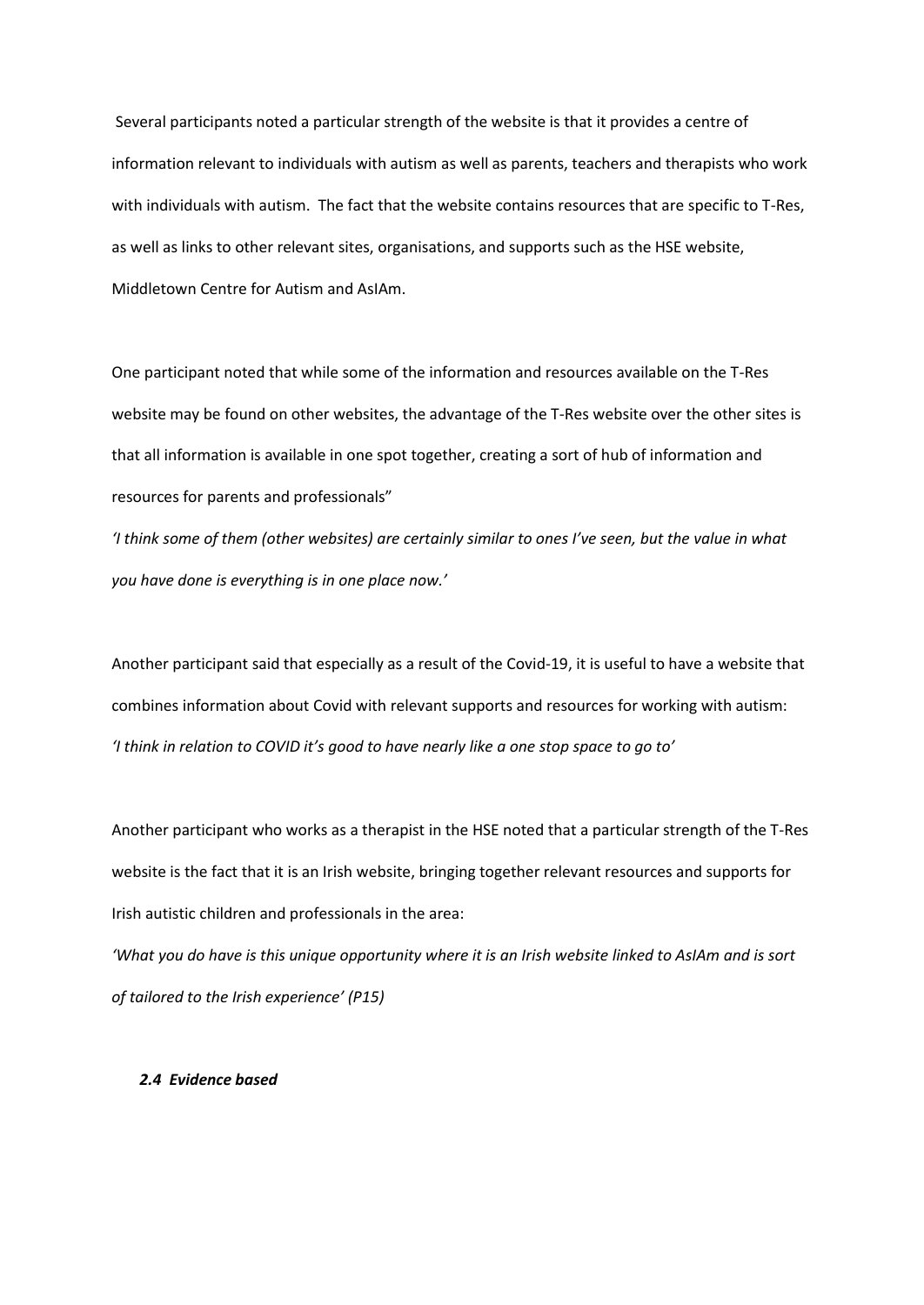Several participants noted a particular strength of the website is that it provides a centre of information relevant to individuals with autism as well as parents, teachers and therapists who work with individuals with autism. The fact that the website contains resources that are specific to T-Res, as well as links to other relevant sites, organisations, and supports such as the HSE website, Middletown Centre for Autism and AsIAm.

One participant noted that while some of the information and resources available on the T-Res website may be found on other websites, the advantage of the T-Res website over the other sites is that all information is available in one spot together, creating a sort of hub of information and resources for parents and professionals"

*'I think some of them (other websites) are certainly similar to ones I've seen, but the value in what you have done is everything is in one place now.'*

Another participant said that especially as a result of the Covid-19, it is useful to have a website that combines information about Covid with relevant supports and resources for working with autism:

*'I think in relation to COVID it's good to have nearly like a one stop space to go to'*

Another participant who works as a therapist in the HSE noted that a particular strength of the T-Res website is the fact that it is an Irish website, bringing together relevant resources and supports for Irish autistic children and professionals in the area:

*'What you do have is this unique opportunity where it is an Irish website linked to AsIAm and is sort of tailored to the Irish experience' (P15)*

### *2.4 Evidence based*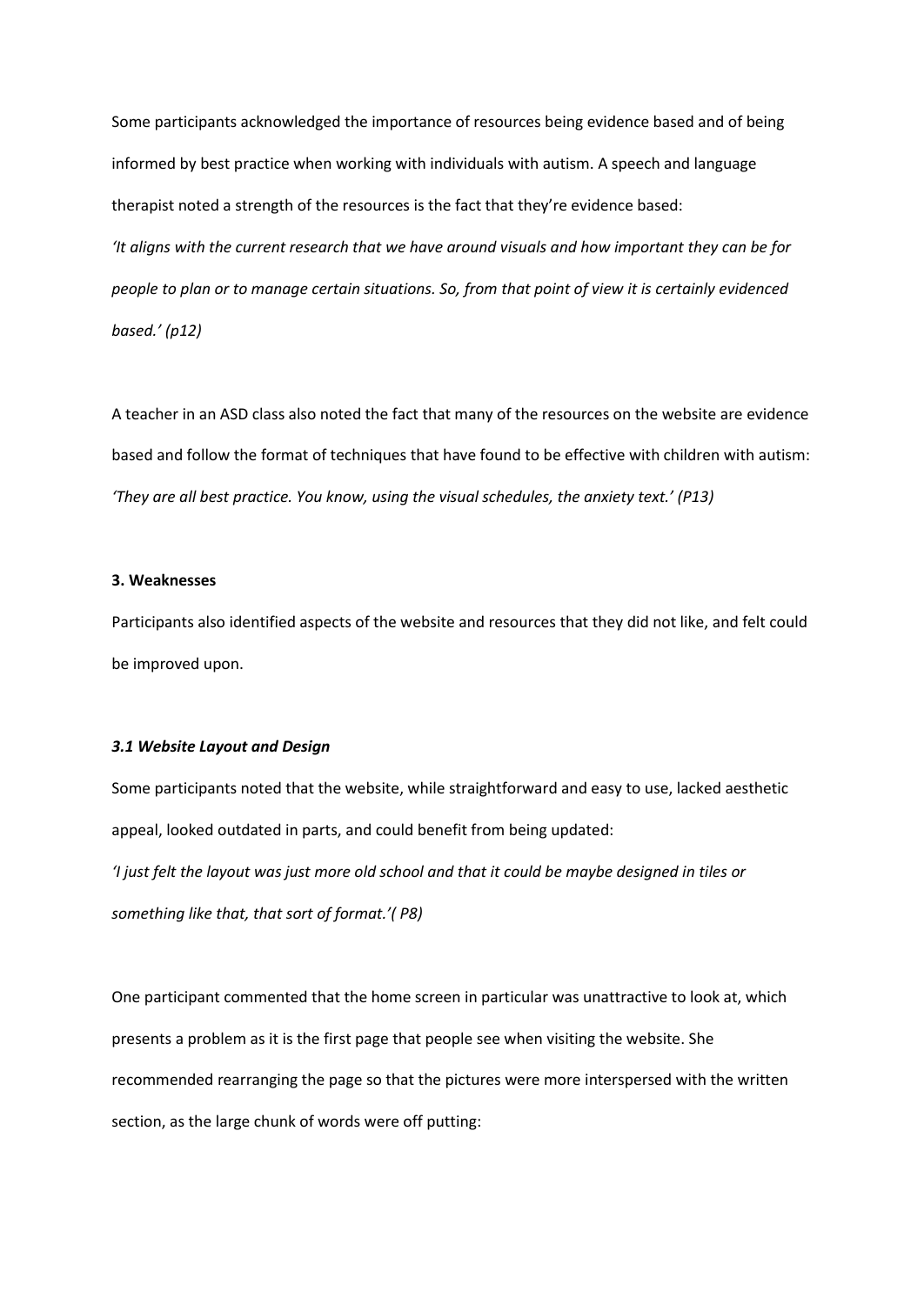Some participants acknowledged the importance of resources being evidence based and of being informed by best practice when working with individuals with autism. A speech and language therapist noted a strength of the resources is the fact that they're evidence based:

*'It aligns with the current research that we have around visuals and how important they can be for people to plan or to manage certain situations. So, from that point of view it is certainly evidenced based.' (p12)*

A teacher in an ASD class also noted the fact that many of the resources on the website are evidence based and follow the format of techniques that have found to be effective with children with autism:

*'They are all best practice. You know, using the visual schedules, the anxiety text.' (P13)*

**3. Weaknesses**

Participants also identified aspects of the website and resources that they did not like, and felt could be improved upon.

***3.1 Website Layout and Design***

Some participants noted that the website, while straightforward and easy to use, lacked aesthetic appeal, looked outdated in parts, and could benefit from being updated:

*'I just felt the layout was just more old school and that it could be maybe designed in tiles or something like that, that sort of format.'( P8)*

One participant commented that the home screen in particular was unattractive to look at, which presents a problem as it is the first page that people see when visiting the website. She recommended rearranging the page so that the pictures were more interspersed with the written section, as the large chunk of words were off putting: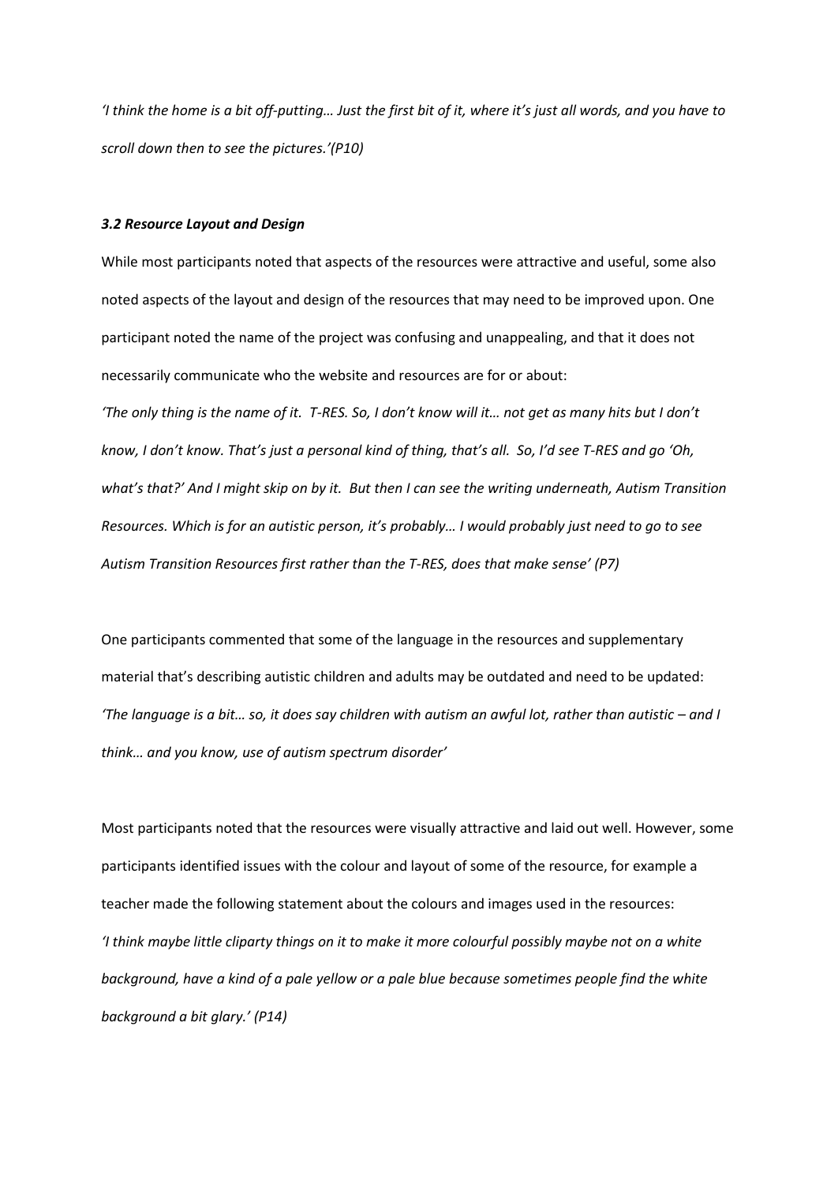*'I think the home is a bit off-putting… Just the first bit of it, where it's just all words, and you have to scroll down then to see the pictures.'(P10)*

### *3.2 Resource Layout and Design*

While most participants noted that aspects of the resources were attractive and useful, some also noted aspects of the layout and design of the resources that may need to be improved upon. One participant noted the name of the project was confusing and unappealing, and that it does not necessarily communicate who the website and resources are for or about:

*'The only thing is the name of it. T-RES. So, I don't know will it… not get as many hits but I don't know, I don't know. That's just a personal kind of thing, that's all. So, I'd see T-RES and go 'Oh, what's that?' And I might skip on by it. But then I can see the writing underneath, Autism Transition Resources. Which is for an autistic person, it's probably… I would probably just need to go to see Autism Transition Resources first rather than the T-RES, does that make sense' (P7)*

One participants commented that some of the language in the resources and supplementary material that's describing autistic children and adults may be outdated and need to be updated:

*'The language is a bit… so, it does say children with autism an awful lot, rather than autistic – and I think… and you know, use of autism spectrum disorder'*

Most participants noted that the resources were visually attractive and laid out well. However, some participants identified issues with the colour and layout of some of the resource, for example a teacher made the following statement about the colours and images used in the resources:

*'I think maybe little cliparty things on it to make it more colourful possibly maybe not on a white background, have a kind of a pale yellow or a pale blue because sometimes people find the white background a bit glary.' (P14)*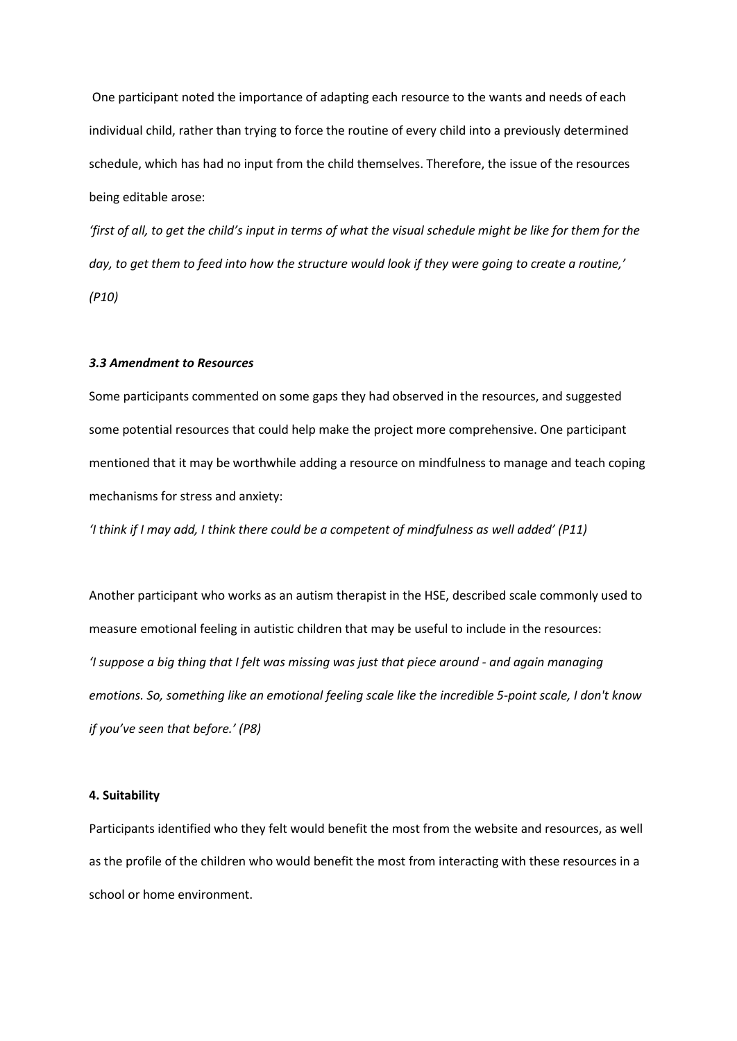One participant noted the importance of adapting each resource to the wants and needs of each individual child, rather than trying to force the routine of every child into a previously determined schedule, which has had no input from the child themselves. Therefore, the issue of the resources being editable arose:

*'first of all, to get the child's input in terms of what the visual schedule might be like for them for the day, to get them to feed into how the structure would look if they were going to create a routine,' (P10)*

### *3.3 Amendment to Resources*

Some participants commented on some gaps they had observed in the resources, and suggested some potential resources that could help make the project more comprehensive. One participant mentioned that it may be worthwhile adding a resource on mindfulness to manage and teach coping mechanisms for stress and anxiety:

*'I think if I may add, I think there could be a competent of mindfulness as well added' (P11)*

Another participant who works as an autism therapist in the HSE, described scale commonly used to measure emotional feeling in autistic children that may be useful to include in the resources:

*'I suppose a big thing that I felt was missing was just that piece around - and again managing emotions. So, something like an emotional feeling scale like the incredible 5-point scale, I don't know if you've seen that before.' (P8)*

## **4. Suitability**

Participants identified who they felt would benefit the most from the website and resources, as well as the profile of the children who would benefit the most from interacting with these resources in a school or home environment.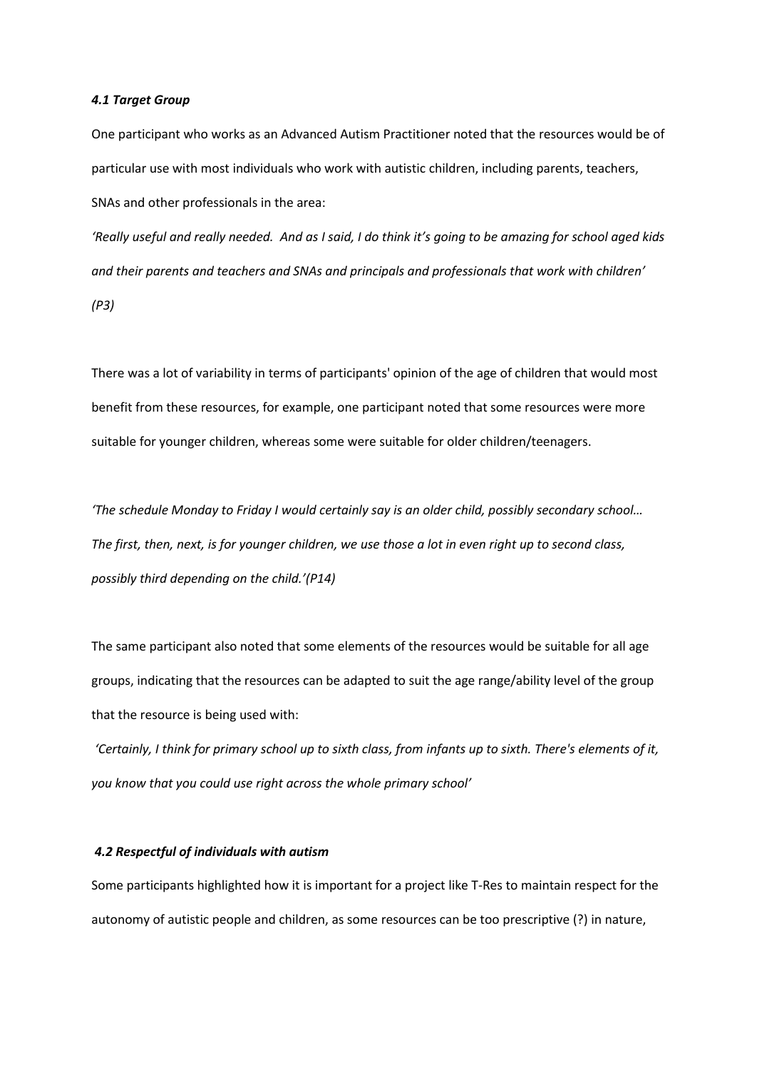#### *4.1 Target Group*

One participant who works as an Advanced Autism Practitioner noted that the resources would be of particular use with most individuals who work with autistic children, including parents, teachers, SNAs and other professionals in the area:

*'Really useful and really needed. And as I said, I do think it's going to be amazing for school aged kids and their parents and teachers and SNAs and principals and professionals that work with children' (P3)*

There was a lot of variability in terms of participants' opinion of the age of children that would most benefit from these resources, for example, one participant noted that some resources were more suitable for younger children, whereas some were suitable for older children/teenagers.

*'The schedule Monday to Friday I would certainly say is an older child, possibly secondary school… The first, then, next, is for younger children, we use those a lot in even right up to second class, possibly third depending on the child.'(P14)*

The same participant also noted that some elements of the resources would be suitable for all age groups, indicating that the resources can be adapted to suit the age range/ability level of the group that the resource is being used with:

*'Certainly, I think for primary school up to sixth class, from infants up to sixth. There's elements of it, you know that you could use right across the whole primary school'*

#### *4.2 Respectful of individuals with autism*

Some participants highlighted how it is important for a project like T-Res to maintain respect for the autonomy of autistic people and children, as some resources can be too prescriptive (?) in nature,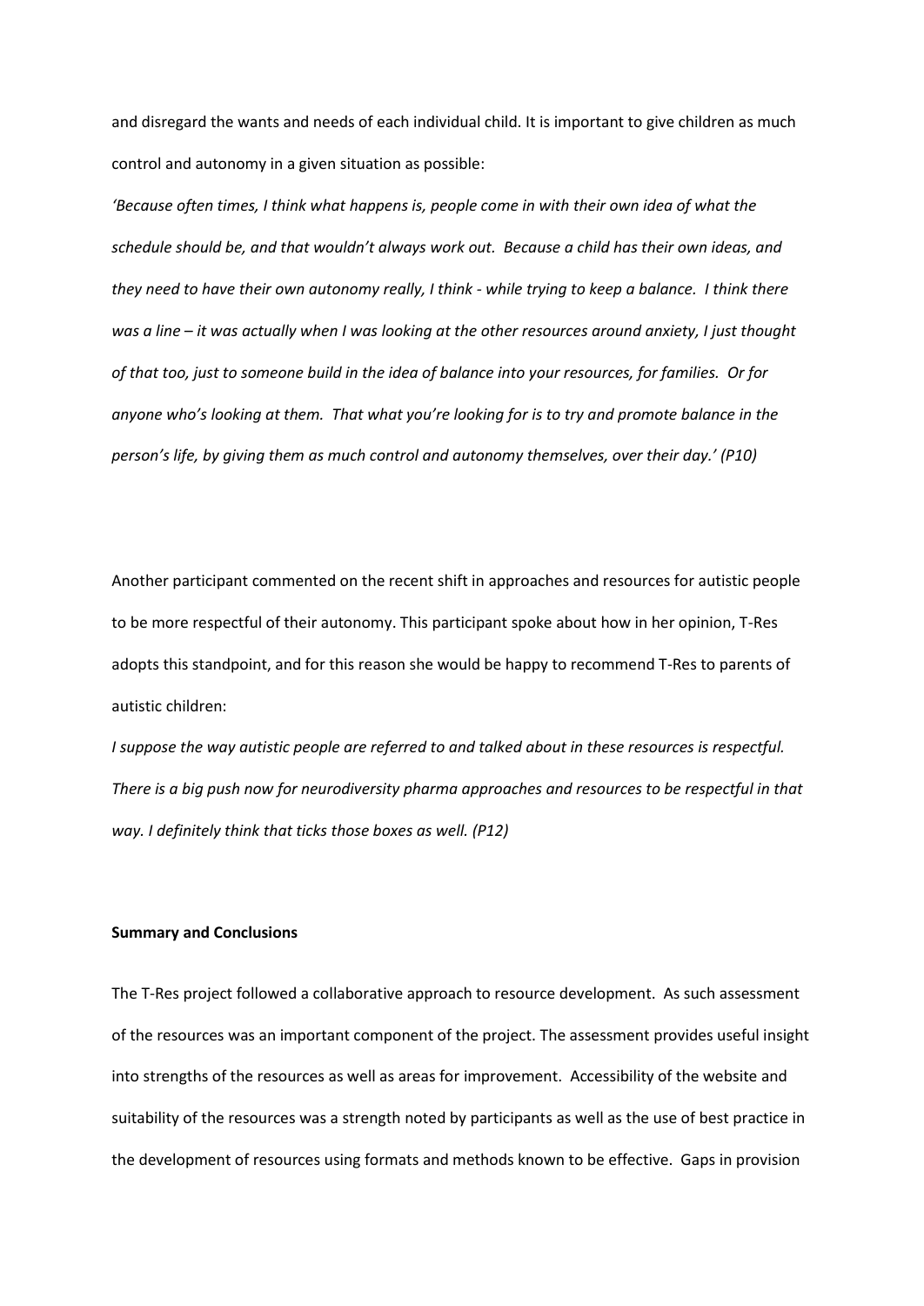and disregard the wants and needs of each individual child. It is important to give children as much control and autonomy in a given situation as possible:

*'Because often times, I think what happens is, people come in with their own idea of what the schedule should be, and that wouldn't always work out. Because a child has their own ideas, and they need to have their own autonomy really, I think - while trying to keep a balance. I think there was a line – it was actually when I was looking at the other resources around anxiety, I just thought of that too, just to someone build in the idea of balance into your resources, for families. Or for anyone who's looking at them. That what you're looking for is to try and promote balance in the person's life, by giving them as much control and autonomy themselves, over their day.' (P10)*

Another participant commented on the recent shift in approaches and resources for autistic people to be more respectful of their autonomy. This participant spoke about how in her opinion, T-Res adopts this standpoint, and for this reason she would be happy to recommend T-Res to parents of autistic children:

*I suppose the way autistic people are referred to and talked about in these resources is respectful. There is a big push now for neurodiversity pharma approaches and resources to be respectful in that way. I definitely think that ticks those boxes as well. (P12)*

**Summary and Conclusions**

The T-Res project followed a collaborative approach to resource development. As such assessment of the resources was an important component of the project. The assessment provides useful insight into strengths of the resources as well as areas for improvement. Accessibility of the website and suitability of the resources was a strength noted by participants as well as the use of best practice in the development of resources using formats and methods known to be effective. Gaps in provision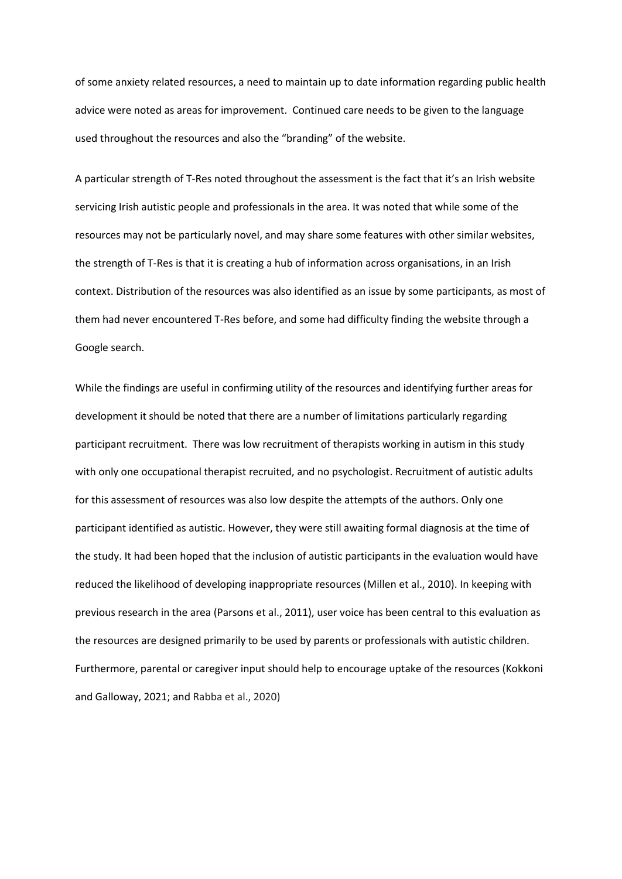of some anxiety related resources, a need to maintain up to date information regarding public health advice were noted as areas for improvement. Continued care needs to be given to the language used throughout the resources and also the "branding" of the website.

A particular strength of T-Res noted throughout the assessment is the fact that it's an Irish website servicing Irish autistic people and professionals in the area. It was noted that while some of the resources may not be particularly novel, and may share some features with other similar websites, the strength of T-Res is that it is creating a hub of information across organisations, in an Irish context. Distribution of the resources was also identified as an issue by some participants, as most of them had never encountered T-Res before, and some had difficulty finding the website through a Google search.

While the findings are useful in confirming utility of the resources and identifying further areas for development it should be noted that there are a number of limitations particularly regarding participant recruitment. There was low recruitment of therapists working in autism in this study with only one occupational therapist recruited, and no psychologist. Recruitment of autistic adults for this assessment of resources was also low despite the attempts of the authors. Only one participant identified as autistic. However, they were still awaiting formal diagnosis at the time of the study. It had been hoped that the inclusion of autistic participants in the evaluation would have reduced the likelihood of developing inappropriate resources (Millen et al., 2010). In keeping with previous research in the area (Parsons et al., 2011), user voice has been central to this evaluation as the resources are designed primarily to be used by parents or professionals with autistic children. Furthermore, parental or caregiver input should help to encourage uptake of the resources (Kokkoni and Galloway, 2021; and Rabba et al., 2020)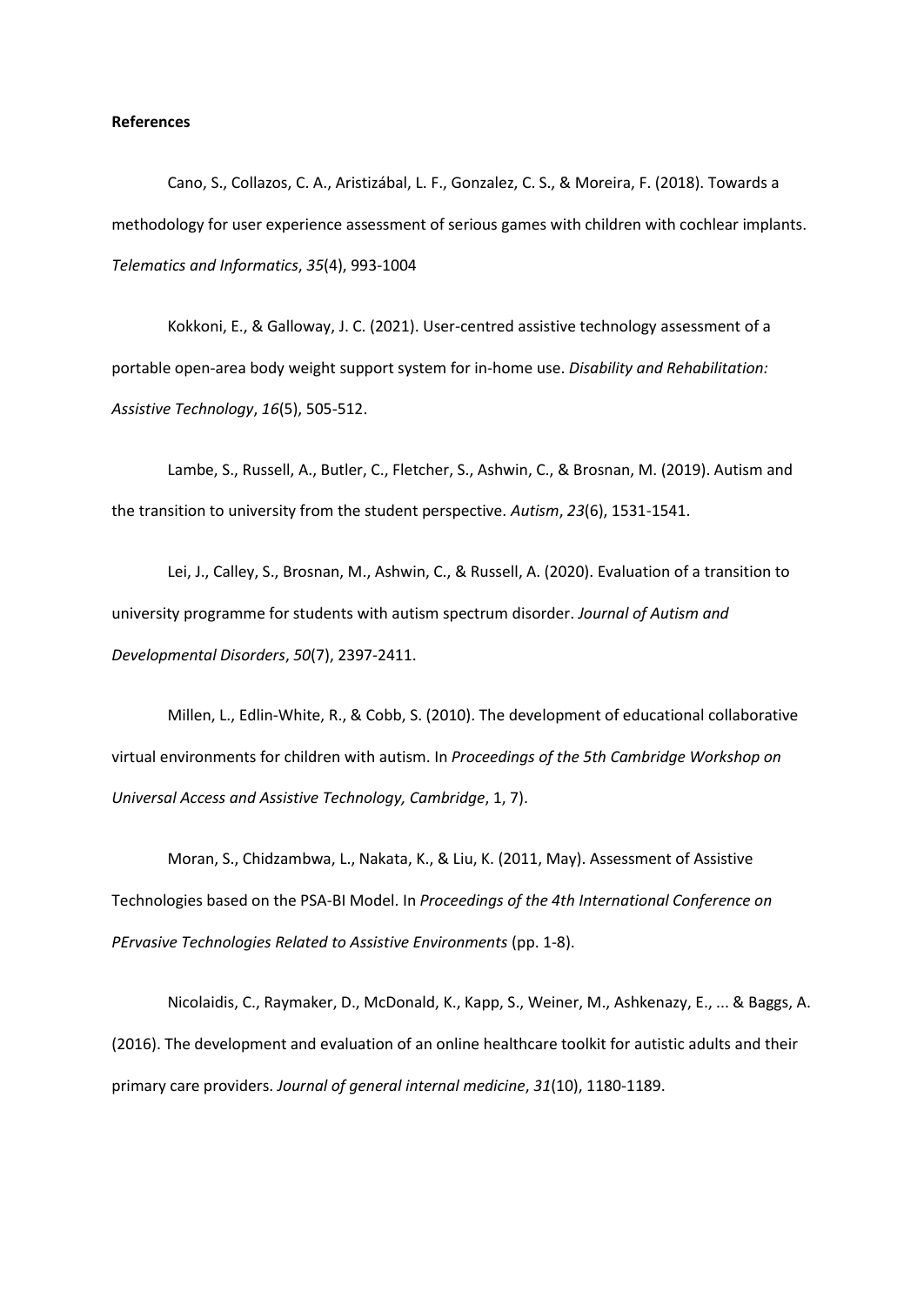**References**

Cano, S., Collazos, C. A., Aristizábal, L. F., Gonzalez, C. S., & Moreira, F. (2018). Towards a methodology for user experience assessment of serious games with children with cochlear implants. *Telematics and Informatics*, *35*(4), 993-1004

Kokkoni, E., & Galloway, J. C. (2021). User-centred assistive technology assessment of a portable open-area body weight support system for in-home use. *Disability and Rehabilitation: Assistive Technology*, *16*(5), 505-512.

Lambe, S., Russell, A., Butler, C., Fletcher, S., Ashwin, C., & Brosnan, M. (2019). Autism and the transition to university from the student perspective. *Autism*, *23*(6), 1531-1541.

Lei, J., Calley, S., Brosnan, M., Ashwin, C., & Russell, A. (2020). Evaluation of a transition to university programme for students with autism spectrum disorder. *Journal of Autism and Developmental Disorders*, *50*(7), 2397-2411.

Millen, L., Edlin-White, R., & Cobb, S. (2010). The development of educational collaborative virtual environments for children with autism. In *Proceedings of the 5th Cambridge Workshop on Universal Access and Assistive Technology, Cambridge*, 1, 7).

Moran, S., Chidzambwa, L., Nakata, K., & Liu, K. (2011, May). Assessment of Assistive Technologies based on the PSA-BI Model. In *Proceedings of the 4th International Conference on PErvasive Technologies Related to Assistive Environments* (pp. 1-8).

Nicolaidis, C., Raymaker, D., McDonald, K., Kapp, S., Weiner, M., Ashkenazy, E., ... & Baggs, A. (2016). The development and evaluation of an online healthcare toolkit for autistic adults and their primary care providers. *Journal of general internal medicine*, *31*(10), 1180-1189.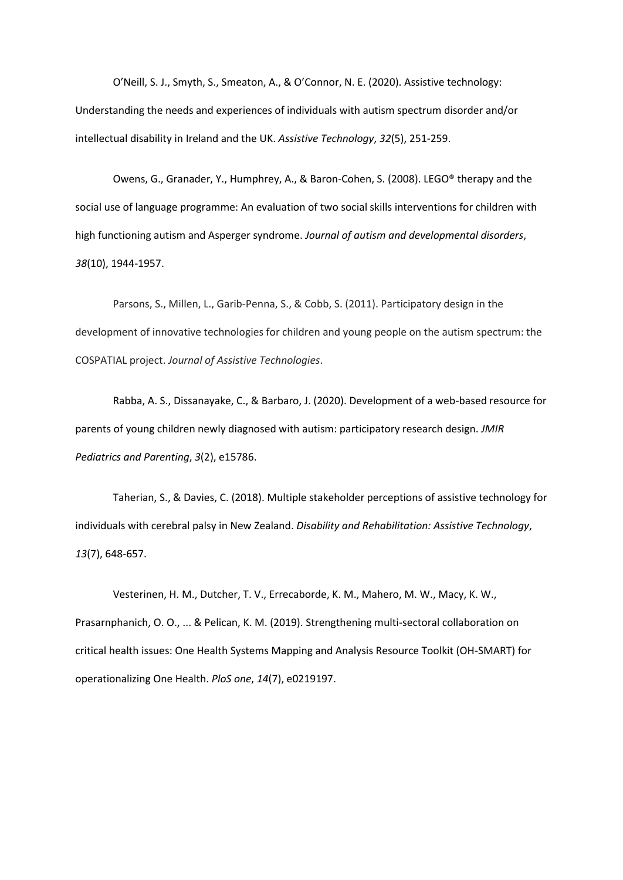O'Neill, S. J., Smyth, S., Smeaton, A., & O'Connor, N. E. (2020). Assistive technology: Understanding the needs and experiences of individuals with autism spectrum disorder and/or intellectual disability in Ireland and the UK. *Assistive Technology*, *32*(5), 251-259.

Owens, G., Granader, Y., Humphrey, A., & Baron-Cohen, S. (2008). LEGO® therapy and the social use of language programme: An evaluation of two social skills interventions for children with high functioning autism and Asperger syndrome. *Journal of autism and developmental disorders*, *38*(10), 1944-1957.

Parsons, S., Millen, L., Garib-Penna, S., & Cobb, S. (2011). Participatory design in the development of innovative technologies for children and young people on the autism spectrum: the COSPATIAL project. *Journal of Assistive Technologies*.

Rabba, A. S., Dissanayake, C., & Barbaro, J. (2020). Development of a web-based resource for parents of young children newly diagnosed with autism: participatory research design. *JMIR Pediatrics and Parenting*, *3*(2), e15786.

Taherian, S., & Davies, C. (2018). Multiple stakeholder perceptions of assistive technology for individuals with cerebral palsy in New Zealand. *Disability and Rehabilitation: Assistive Technology*, *13*(7), 648-657.

Vesterinen, H. M., Dutcher, T. V., Errecaborde, K. M., Mahero, M. W., Macy, K. W., Prasarnphanich, O. O., ... & Pelican, K. M. (2019). Strengthening multi-sectoral collaboration on critical health issues: One Health Systems Mapping and Analysis Resource Toolkit (OH-SMART) for operationalizing One Health. *PloS one*, *14*(7), e0219197.